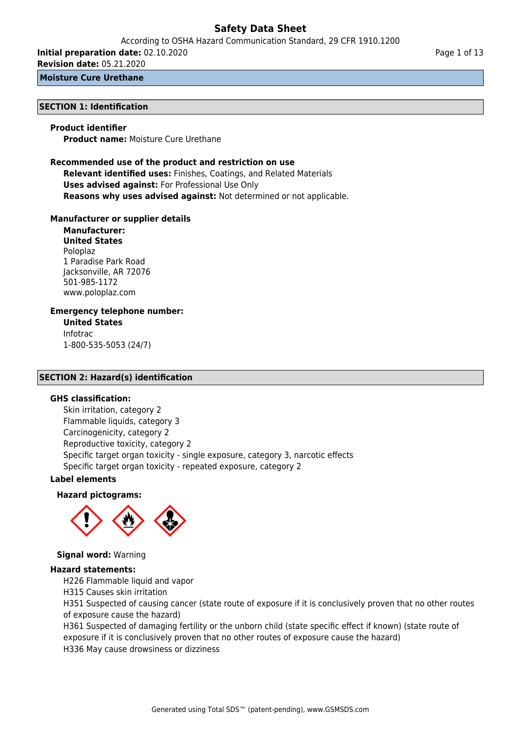# Safety Data Sheet

According to OSHA Hazard Communication Standard, 29 CFR 1910.1200

**Initial preparation date:** 02.10.2020

**Revision date:** 05.21.2020

**Moisture Cure Urethane**

## SECTION 1: Identification

### Product identifier

**Product name:** Moisture Cure Urethane

### Recommended use of the product and restriction on use

**Relevant identified uses:** Finishes, Coatings, and Related Materials

**Uses advised against:** For Professional Use Only

**Reasons why uses advised against:** Not determined or not applicable.

### Manufacturer or supplier details

**Manufacturer:**

**United States**

Poloplaz
1 Paradise Park Road
Jacksonville, AR 72076
501-985-1172
www.poloplaz.com

### Emergency telephone number:

**United States**

Infotrac
1-800-535-5053 (24/7)

## SECTION 2: Hazard(s) identification

### GHS classification:

Skin irritation, category 2
Flammable liquids, category 3
Carcinogenicity, category 2
Reproductive toxicity, category 2
Specific target organ toxicity - single exposure, category 3, narcotic effects
Specific target organ toxicity - repeated exposure, category 2

### Label elements

**Hazard pictograms:**

**Signal word:** Warning

### Hazard statements:

H226 Flammable liquid and vapor
H315 Causes skin irritation
H351 Suspected of causing cancer (state route of exposure if it is conclusively proven that no other routes of exposure cause the hazard)
H361 Suspected of damaging fertility or the unborn child (state specific effect if known) (state route of exposure if it is conclusively proven that no other routes of exposure cause the hazard)
H336 May cause drowsiness or dizziness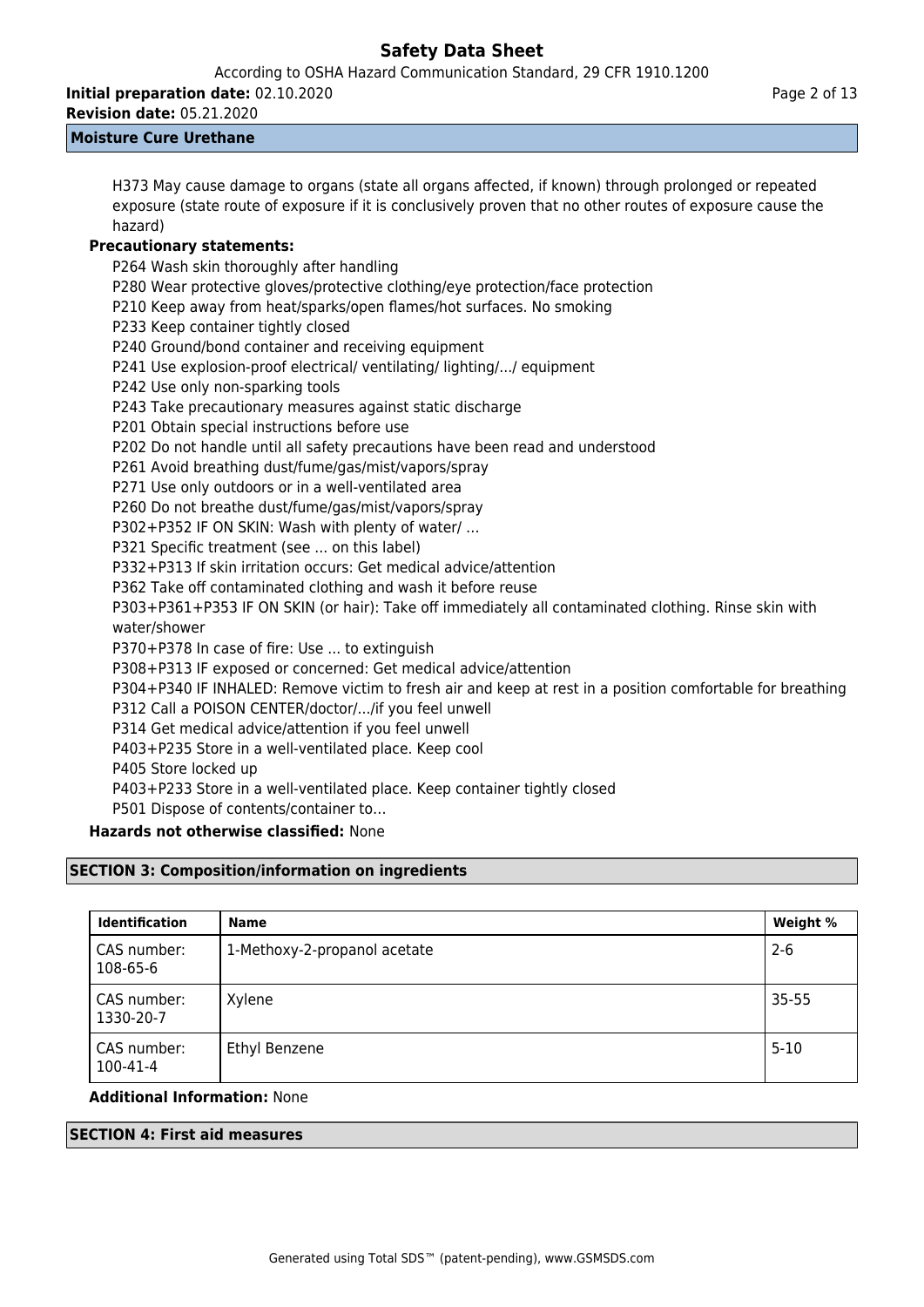H373 May cause damage to organs (state all organs affected, if known) through prolonged or repeated exposure (state route of exposure if it is conclusively proven that no other routes of exposure cause the hazard)

**Precautionary statements:**

P264 Wash skin thoroughly after handling
P280 Wear protective gloves/protective clothing/eye protection/face protection
P210 Keep away from heat/sparks/open flames/hot surfaces. No smoking
P233 Keep container tightly closed
P240 Ground/bond container and receiving equipment
P241 Use explosion-proof electrical/ ventilating/ lighting/.../ equipment
P242 Use only non-sparking tools
P243 Take precautionary measures against static discharge
P201 Obtain special instructions before use
P202 Do not handle until all safety precautions have been read and understood
P261 Avoid breathing dust/fume/gas/mist/vapors/spray
P271 Use only outdoors or in a well-ventilated area
P260 Do not breathe dust/fume/gas/mist/vapors/spray
P302+P352 IF ON SKIN: Wash with plenty of water/ ...
P321 Specific treatment (see ... on this label)
P332+P313 If skin irritation occurs: Get medical advice/attention
P362 Take off contaminated clothing and wash it before reuse
P303+P361+P353 IF ON SKIN (or hair): Take off immediately all contaminated clothing. Rinse skin with water/shower
P370+P378 In case of fire: Use ... to extinguish
P308+P313 IF exposed or concerned: Get medical advice/attention
P304+P340 IF INHALED: Remove victim to fresh air and keep at rest in a position comfortable for breathing
P312 Call a POISON CENTER/doctor/.../if you feel unwell
P314 Get medical advice/attention if you feel unwell
P403+P235 Store in a well-ventilated place. Keep cool
P405 Store locked up
P403+P233 Store in a well-ventilated place. Keep container tightly closed
P501 Dispose of contents/container to…

**Hazards not otherwise classified:** None

## SECTION 3: Composition/information on ingredients

| Identification | Name | Weight % |
|---|---|---|
| CAS number: 108-65-6 | 1-Methoxy-2-propanol acetate | 2-6 |
| CAS number: 1330-20-7 | Xylene | 35-55 |
| CAS number: 100-41-4 | Ethyl Benzene | 5-10 |

**Additional Information:** None

## SECTION 4: First aid measures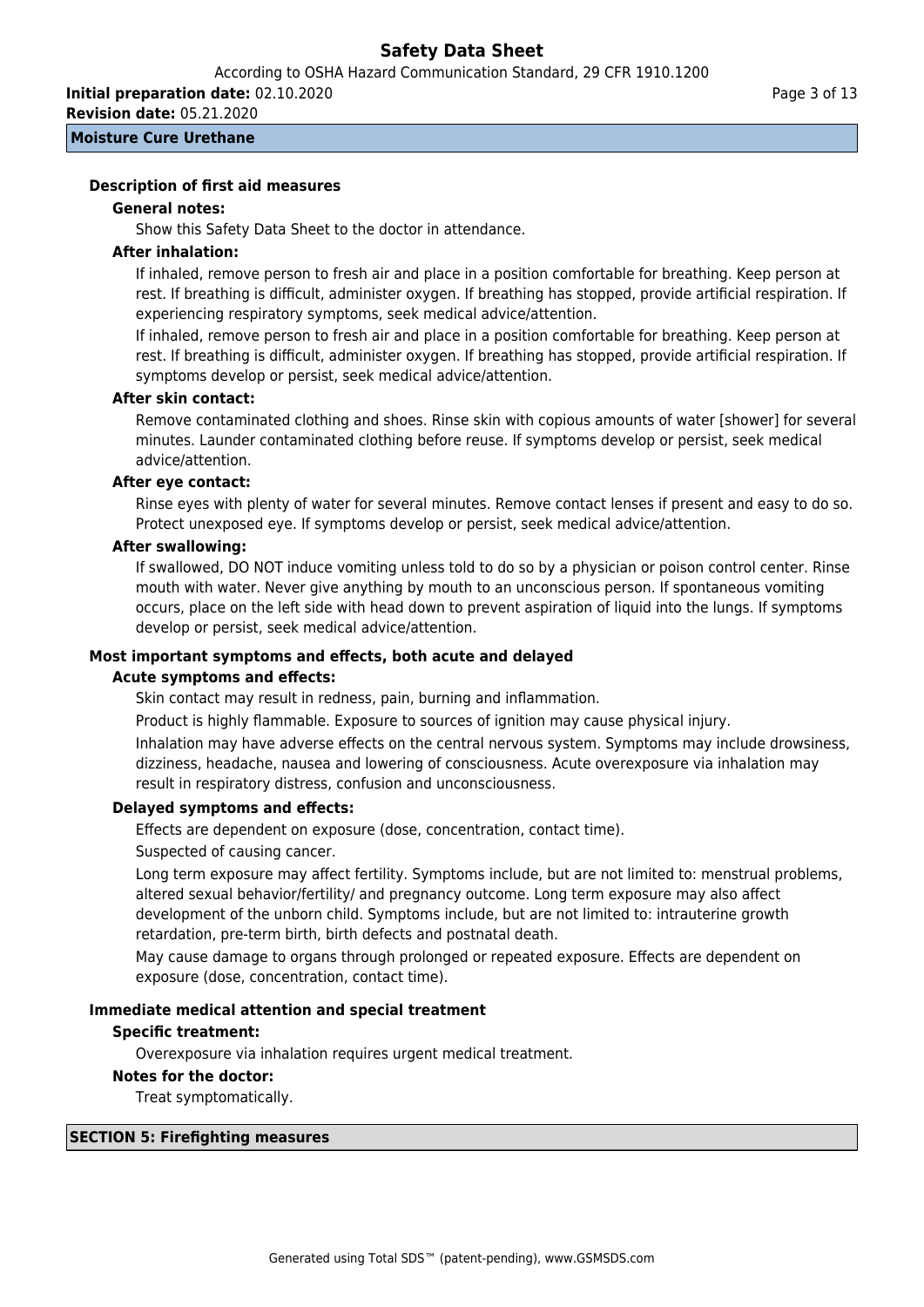### Description of first aid measures

#### General notes:

Show this Safety Data Sheet to the doctor in attendance.

#### After inhalation:

If inhaled, remove person to fresh air and place in a position comfortable for breathing. Keep person at rest. If breathing is difficult, administer oxygen. If breathing has stopped, provide artificial respiration. If experiencing respiratory symptoms, seek medical advice/attention.

If inhaled, remove person to fresh air and place in a position comfortable for breathing. Keep person at rest. If breathing is difficult, administer oxygen. If breathing has stopped, provide artificial respiration. If symptoms develop or persist, seek medical advice/attention.

#### After skin contact:

Remove contaminated clothing and shoes. Rinse skin with copious amounts of water [shower] for several minutes. Launder contaminated clothing before reuse. If symptoms develop or persist, seek medical advice/attention.

#### After eye contact:

Rinse eyes with plenty of water for several minutes. Remove contact lenses if present and easy to do so. Protect unexposed eye. If symptoms develop or persist, seek medical advice/attention.

#### After swallowing:

If swallowed, DO NOT induce vomiting unless told to do so by a physician or poison control center. Rinse mouth with water. Never give anything by mouth to an unconscious person. If spontaneous vomiting occurs, place on the left side with head down to prevent aspiration of liquid into the lungs. If symptoms develop or persist, seek medical advice/attention.

### Most important symptoms and effects, both acute and delayed

#### Acute symptoms and effects:

Skin contact may result in redness, pain, burning and inflammation.

Product is highly flammable. Exposure to sources of ignition may cause physical injury.

Inhalation may have adverse effects on the central nervous system. Symptoms may include drowsiness, dizziness, headache, nausea and lowering of consciousness. Acute overexposure via inhalation may result in respiratory distress, confusion and unconsciousness.

#### Delayed symptoms and effects:

Effects are dependent on exposure (dose, concentration, contact time).

Suspected of causing cancer.

Long term exposure may affect fertility. Symptoms include, but are not limited to: menstrual problems, altered sexual behavior/fertility/ and pregnancy outcome. Long term exposure may also affect development of the unborn child. Symptoms include, but are not limited to: intrauterine growth retardation, pre-term birth, birth defects and postnatal death.

May cause damage to organs through prolonged or repeated exposure. Effects are dependent on exposure (dose, concentration, contact time).

### Immediate medical attention and special treatment

#### Specific treatment:

Overexposure via inhalation requires urgent medical treatment.

#### Notes for the doctor:

Treat symptomatically.

## SECTION 5: Firefighting measures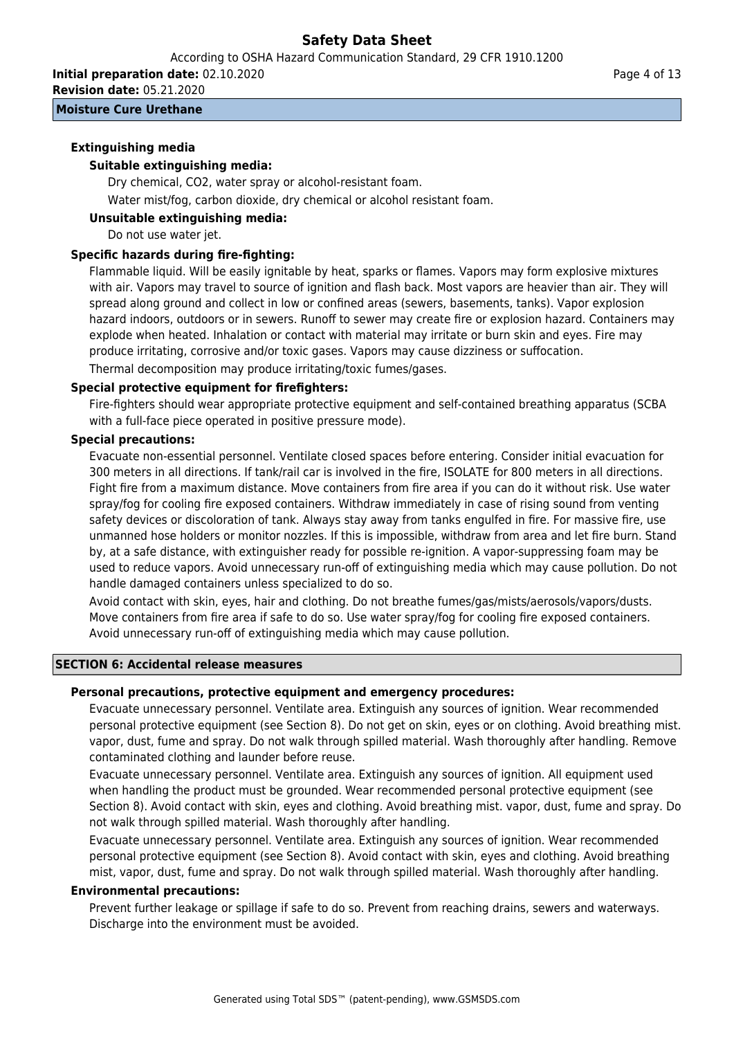### Extinguishing media

**Suitable extinguishing media:**

Dry chemical, $CO_2$, water spray or alcohol-resistant foam.

Water mist/fog, carbon dioxide, dry chemical or alcohol resistant foam.

**Unsuitable extinguishing media:**

Do not use water jet.

### Specific hazards during fire-fighting:

Flammable liquid. Will be easily ignitable by heat, sparks or flames. Vapors may form explosive mixtures with air. Vapors may travel to source of ignition and flash back. Most vapors are heavier than air. They will spread along ground and collect in low or confined areas (sewers, basements, tanks). Vapor explosion hazard indoors, outdoors or in sewers. Runoff to sewer may create fire or explosion hazard. Containers may explode when heated. Inhalation or contact with material may irritate or burn skin and eyes. Fire may produce irritating, corrosive and/or toxic gases. Vapors may cause dizziness or suffocation.

Thermal decomposition may produce irritating/toxic fumes/gases.

### Special protective equipment for firefighters:

Fire-fighters should wear appropriate protective equipment and self-contained breathing apparatus (SCBA with a full-face piece operated in positive pressure mode).

### Special precautions:

Evacuate non-essential personnel. Ventilate closed spaces before entering. Consider initial evacuation for 300 meters in all directions. If tank/rail car is involved in the fire, ISOLATE for 800 meters in all directions. Fight fire from a maximum distance. Move containers from fire area if you can do it without risk. Use water spray/fog for cooling fire exposed containers. Withdraw immediately in case of rising sound from venting safety devices or discoloration of tank. Always stay away from tanks engulfed in fire. For massive fire, use unmanned hose holders or monitor nozzles. If this is impossible, withdraw from area and let fire burn. Stand by, at a safe distance, with extinguisher ready for possible re-ignition. A vapor-suppressing foam may be used to reduce vapors. Avoid unnecessary run-off of extinguishing media which may cause pollution. Do not handle damaged containers unless specialized to do so.

Avoid contact with skin, eyes, hair and clothing. Do not breathe fumes/gas/mists/aerosols/vapors/dusts. Move containers from fire area if safe to do so. Use water spray/fog for cooling fire exposed containers. Avoid unnecessary run-off of extinguishing media which may cause pollution.

## SECTION 6: Accidental release measures

### Personal precautions, protective equipment and emergency procedures:

Evacuate unnecessary personnel. Ventilate area. Extinguish any sources of ignition. Wear recommended personal protective equipment (see Section 8). Do not get on skin, eyes or on clothing. Avoid breathing mist. vapor, dust, fume and spray. Do not walk through spilled material. Wash thoroughly after handling. Remove contaminated clothing and launder before reuse.

Evacuate unnecessary personnel. Ventilate area. Extinguish any sources of ignition. All equipment used when handling the product must be grounded. Wear recommended personal protective equipment (see Section 8). Avoid contact with skin, eyes and clothing. Avoid breathing mist. vapor, dust, fume and spray. Do not walk through spilled material. Wash thoroughly after handling.

Evacuate unnecessary personnel. Ventilate area. Extinguish any sources of ignition. Wear recommended personal protective equipment (see Section 8). Avoid contact with skin, eyes and clothing. Avoid breathing mist, vapor, dust, fume and spray. Do not walk through spilled material. Wash thoroughly after handling.

### Environmental precautions:

Prevent further leakage or spillage if safe to do so. Prevent from reaching drains, sewers and waterways. Discharge into the environment must be avoided.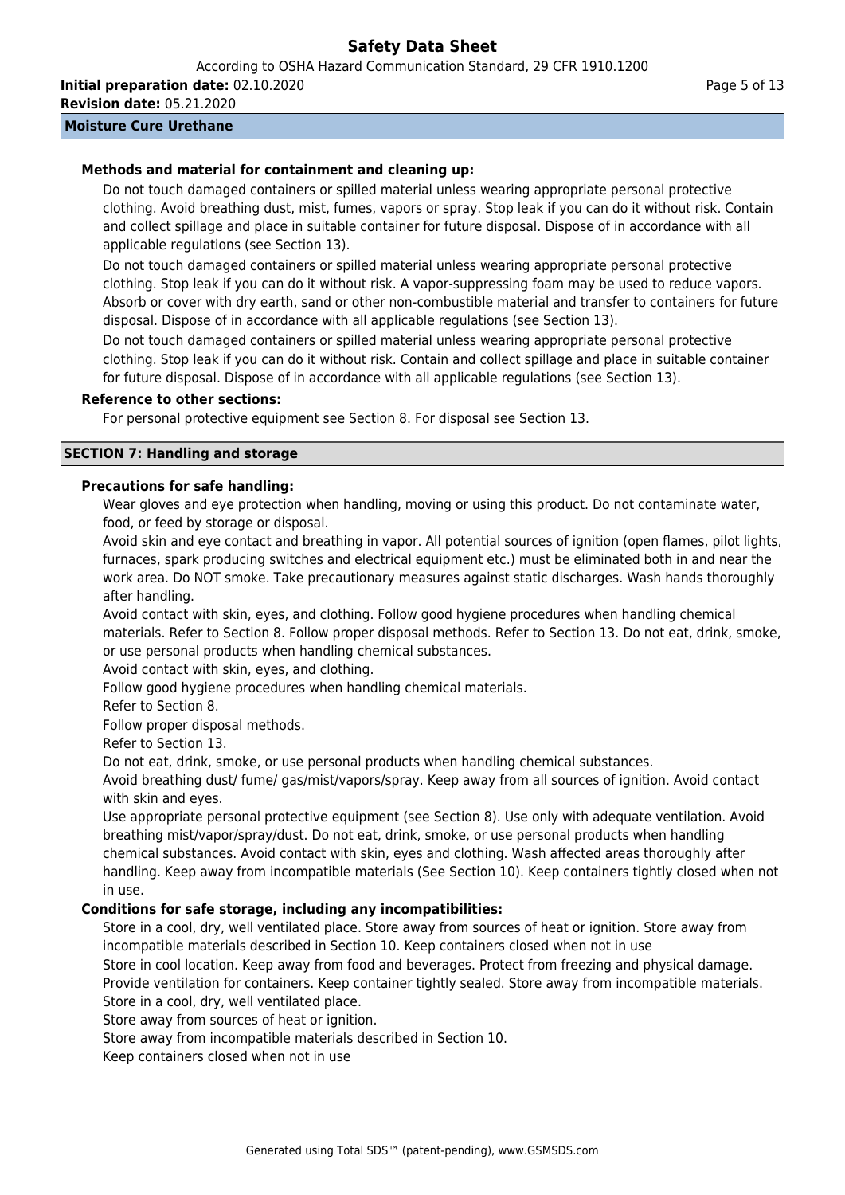**Methods and material for containment and cleaning up:**

Do not touch damaged containers or spilled material unless wearing appropriate personal protective clothing. Avoid breathing dust, mist, fumes, vapors or spray. Stop leak if you can do it without risk. Contain and collect spillage and place in suitable container for future disposal. Dispose of in accordance with all applicable regulations (see Section 13).

Do not touch damaged containers or spilled material unless wearing appropriate personal protective clothing. Stop leak if you can do it without risk. A vapor-suppressing foam may be used to reduce vapors. Absorb or cover with dry earth, sand or other non-combustible material and transfer to containers for future disposal. Dispose of in accordance with all applicable regulations (see Section 13).

Do not touch damaged containers or spilled material unless wearing appropriate personal protective clothing. Stop leak if you can do it without risk. Contain and collect spillage and place in suitable container for future disposal. Dispose of in accordance with all applicable regulations (see Section 13).

**Reference to other sections:**

For personal protective equipment see Section 8. For disposal see Section 13.

## SECTION 7: Handling and storage

**Precautions for safe handling:**

Wear gloves and eye protection when handling, moving or using this product. Do not contaminate water, food, or feed by storage or disposal.

Avoid skin and eye contact and breathing in vapor. All potential sources of ignition (open flames, pilot lights, furnaces, spark producing switches and electrical equipment etc.) must be eliminated both in and near the work area. Do NOT smoke. Take precautionary measures against static discharges. Wash hands thoroughly after handling.

Avoid contact with skin, eyes, and clothing. Follow good hygiene procedures when handling chemical materials. Refer to Section 8. Follow proper disposal methods. Refer to Section 13. Do not eat, drink, smoke, or use personal products when handling chemical substances.

Avoid contact with skin, eyes, and clothing.

Follow good hygiene procedures when handling chemical materials.

Refer to Section 8.

Follow proper disposal methods.

Refer to Section 13.

Do not eat, drink, smoke, or use personal products when handling chemical substances.

Avoid breathing dust/ fume/ gas/mist/vapors/spray. Keep away from all sources of ignition. Avoid contact with skin and eyes.

Use appropriate personal protective equipment (see Section 8). Use only with adequate ventilation. Avoid breathing mist/vapor/spray/dust. Do not eat, drink, smoke, or use personal products when handling chemical substances. Avoid contact with skin, eyes and clothing. Wash affected areas thoroughly after handling. Keep away from incompatible materials (See Section 10). Keep containers tightly closed when not in use.

**Conditions for safe storage, including any incompatibilities:**

Store in a cool, dry, well ventilated place. Store away from sources of heat or ignition. Store away from incompatible materials described in Section 10. Keep containers closed when not in use

Store in cool location. Keep away from food and beverages. Protect from freezing and physical damage. Provide ventilation for containers. Keep container tightly sealed. Store away from incompatible materials.

Store in a cool, dry, well ventilated place.

Store away from sources of heat or ignition.

Store away from incompatible materials described in Section 10.

Keep containers closed when not in use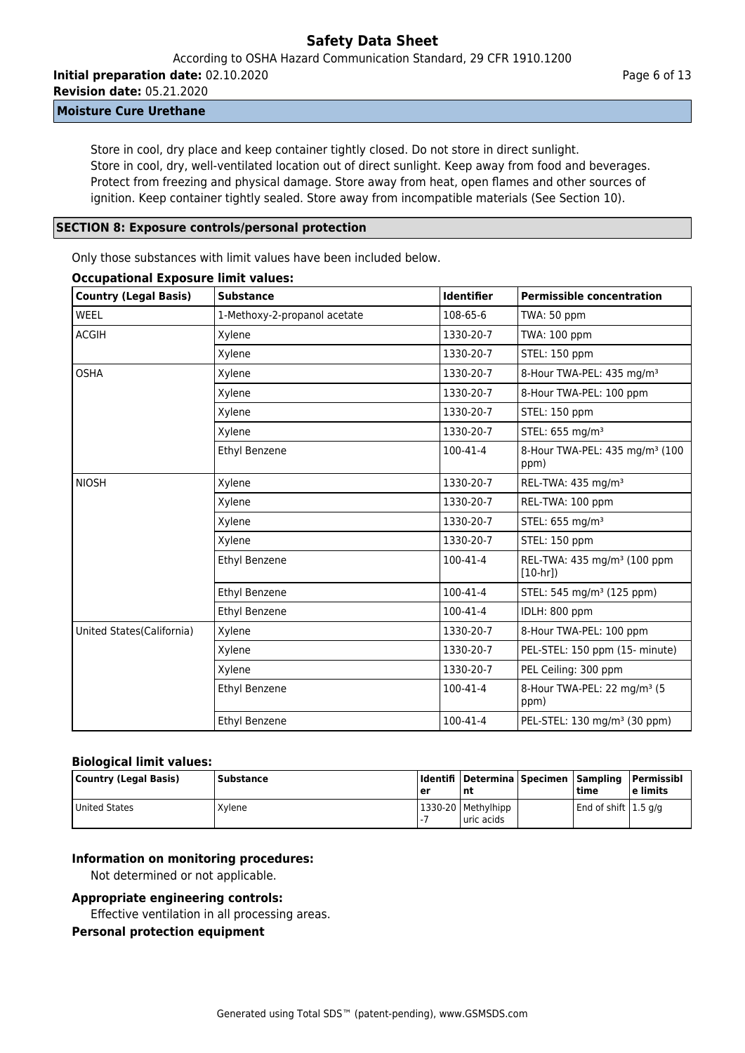Store in cool, dry place and keep container tightly closed. Do not store in direct sunlight.
Store in cool, dry, well-ventilated location out of direct sunlight. Keep away from food and beverages. Protect from freezing and physical damage. Store away from heat, open flames and other sources of ignition. Keep container tightly sealed. Store away from incompatible materials (See Section 10).

## SECTION 8: Exposure controls/personal protection

Only those substances with limit values have been included below.

**Occupational Exposure limit values:**

| Country (Legal Basis) | Substance | Identifier | Permissible concentration |
|---|---|---|---|
| WEEL | 1-Methoxy-2-propanol acetate | 108-65-6 | TWA: 50 ppm |
| ACGIH | Xylene | 1330-20-7 | TWA: 100 ppm |
| | Xylene | 1330-20-7 | STEL: 150 ppm |
| OSHA | Xylene | 1330-20-7 | 8-Hour TWA-PEL: 435 mg/m³ |
| | Xylene | 1330-20-7 | 8-Hour TWA-PEL: 100 ppm |
| | Xylene | 1330-20-7 | STEL: 150 ppm |
| | Xylene | 1330-20-7 | STEL: 655 mg/m³ |
| | Ethyl Benzene | 100-41-4 | 8-Hour TWA-PEL: 435 mg/m³ (100 ppm) |
| NIOSH | Xylene | 1330-20-7 | REL-TWA: 435 mg/m³ |
| | Xylene | 1330-20-7 | REL-TWA: 100 ppm |
| | Xylene | 1330-20-7 | STEL: 655 mg/m³ |
| | Xylene | 1330-20-7 | STEL: 150 ppm |
| | Ethyl Benzene | 100-41-4 | REL-TWA: 435 mg/m³ (100 ppm [10-hr]) |
| | Ethyl Benzene | 100-41-4 | STEL: 545 mg/m³ (125 ppm) |
| | Ethyl Benzene | 100-41-4 | IDLH: 800 ppm |
| United States(California) | Xylene | 1330-20-7 | 8-Hour TWA-PEL: 100 ppm |
| | Xylene | 1330-20-7 | PEL-STEL: 150 ppm (15- minute) |
| | Xylene | 1330-20-7 | PEL Ceiling: 300 ppm |
| | Ethyl Benzene | 100-41-4 | 8-Hour TWA-PEL: 22 mg/m³ (5 ppm) |
| | Ethyl Benzene | 100-41-4 | PEL-STEL: 130 mg/m³ (30 ppm) |

**Biological limit values:**

| Country (Legal Basis) | Substance | Identifier | Determinant | Specimen | Sampling time | Permissible limits |
|---|---|---|---|---|---|---|
| United States | Xylene | 1330-20-7 | Methylhippuric acids | | End of shift | 1.5 g/g |

**Information on monitoring procedures:**

Not determined or not applicable.

**Appropriate engineering controls:**

Effective ventilation in all processing areas.

**Personal protection equipment**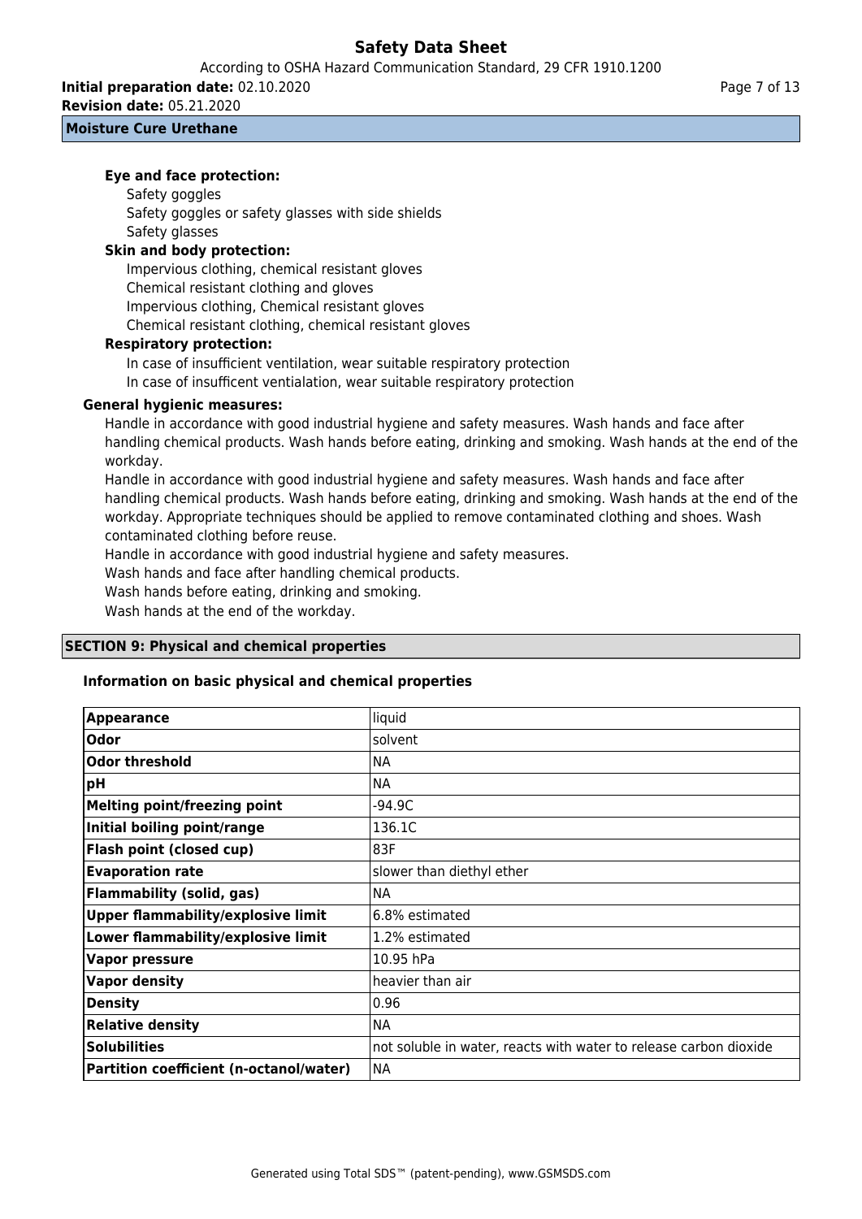**Eye and face protection:**

Safety goggles
Safety goggles or safety glasses with side shields
Safety glasses

**Skin and body protection:**

Impervious clothing, chemical resistant gloves
Chemical resistant clothing and gloves
Impervious clothing, Chemical resistant gloves
Chemical resistant clothing, chemical resistant gloves

**Respiratory protection:**

In case of insufficient ventilation, wear suitable respiratory protection
In case of insufficent ventialation, wear suitable respiratory protection

**General hygienic measures:**

Handle in accordance with good industrial hygiene and safety measures. Wash hands and face after handling chemical products. Wash hands before eating, drinking and smoking. Wash hands at the end of the workday.

Handle in accordance with good industrial hygiene and safety measures. Wash hands and face after handling chemical products. Wash hands before eating, drinking and smoking. Wash hands at the end of the workday. Appropriate techniques should be applied to remove contaminated clothing and shoes. Wash contaminated clothing before reuse.

Handle in accordance with good industrial hygiene and safety measures.
Wash hands and face after handling chemical products.
Wash hands before eating, drinking and smoking.
Wash hands at the end of the workday.

## SECTION 9: Physical and chemical properties

### Information on basic physical and chemical properties

| | |
|---|---|
| **Appearance** | liquid |
| **Odor** | solvent |
| **Odor threshold** | NA |
| **pH** | NA |
| **Melting point/freezing point** | -94.9C |
| **Initial boiling point/range** | 136.1C |
| **Flash point (closed cup)** | 83F |
| **Evaporation rate** | slower than diethyl ether |
| **Flammability (solid, gas)** | NA |
| **Upper flammability/explosive limit** | 6.8% estimated |
| **Lower flammability/explosive limit** | 1.2% estimated |
| **Vapor pressure** | 10.95 hPa |
| **Vapor density** | heavier than air |
| **Density** | 0.96 |
| **Relative density** | NA |
| **Solubilities** | not soluble in water, reacts with water to release carbon dioxide |
| **Partition coefficient (n-octanol/water)** | NA |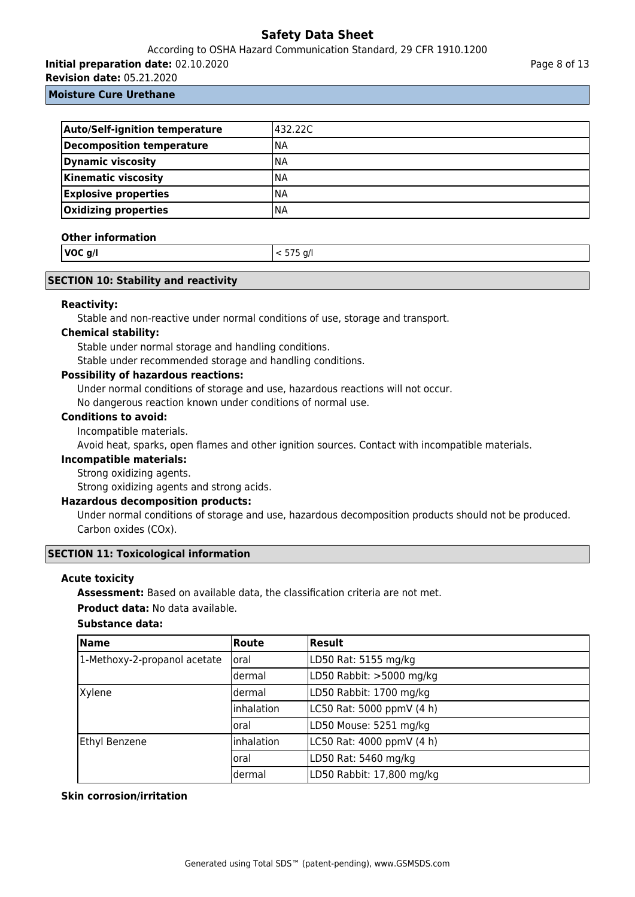| Auto/Self-ignition temperature | 432.22C |
|---|---|
| Decomposition temperature | NA |
| Dynamic viscosity | NA |
| Kinematic viscosity | NA |
| Explosive properties | NA |
| Oxidizing properties | NA |

**Other information**

| VOC g/l | < 575 g/l |
|---|---|

## SECTION 10: Stability and reactivity

**Reactivity:**

Stable and non-reactive under normal conditions of use, storage and transport.

**Chemical stability:**

Stable under normal storage and handling conditions.
Stable under recommended storage and handling conditions.

**Possibility of hazardous reactions:**

Under normal conditions of storage and use, hazardous reactions will not occur.
No dangerous reaction known under conditions of normal use.

**Conditions to avoid:**

Incompatible materials.
Avoid heat, sparks, open flames and other ignition sources. Contact with incompatible materials.

**Incompatible materials:**

Strong oxidizing agents.
Strong oxidizing agents and strong acids.

**Hazardous decomposition products:**

Under normal conditions of storage and use, hazardous decomposition products should not be produced.
Carbon oxides (COx).

## SECTION 11: Toxicological information

**Acute toxicity**

**Assessment:** Based on available data, the classification criteria are not met.

**Product data:** No data available.

**Substance data:**

| Name | Route | Result |
|---|---|---|
| 1-Methoxy-2-propanol acetate | oral | LD50 Rat: 5155 mg/kg |
| | dermal | LD50 Rabbit: >5000 mg/kg |
| Xylene | dermal | LD50 Rabbit: 1700 mg/kg |
| | inhalation | LC50 Rat: 5000 ppmV (4 h) |
| | oral | LD50 Mouse: 5251 mg/kg |
| Ethyl Benzene | inhalation | LC50 Rat: 4000 ppmV (4 h) |
| | oral | LD50 Rat: 5460 mg/kg |
| | dermal | LD50 Rabbit: 17,800 mg/kg |

**Skin corrosion/irritation**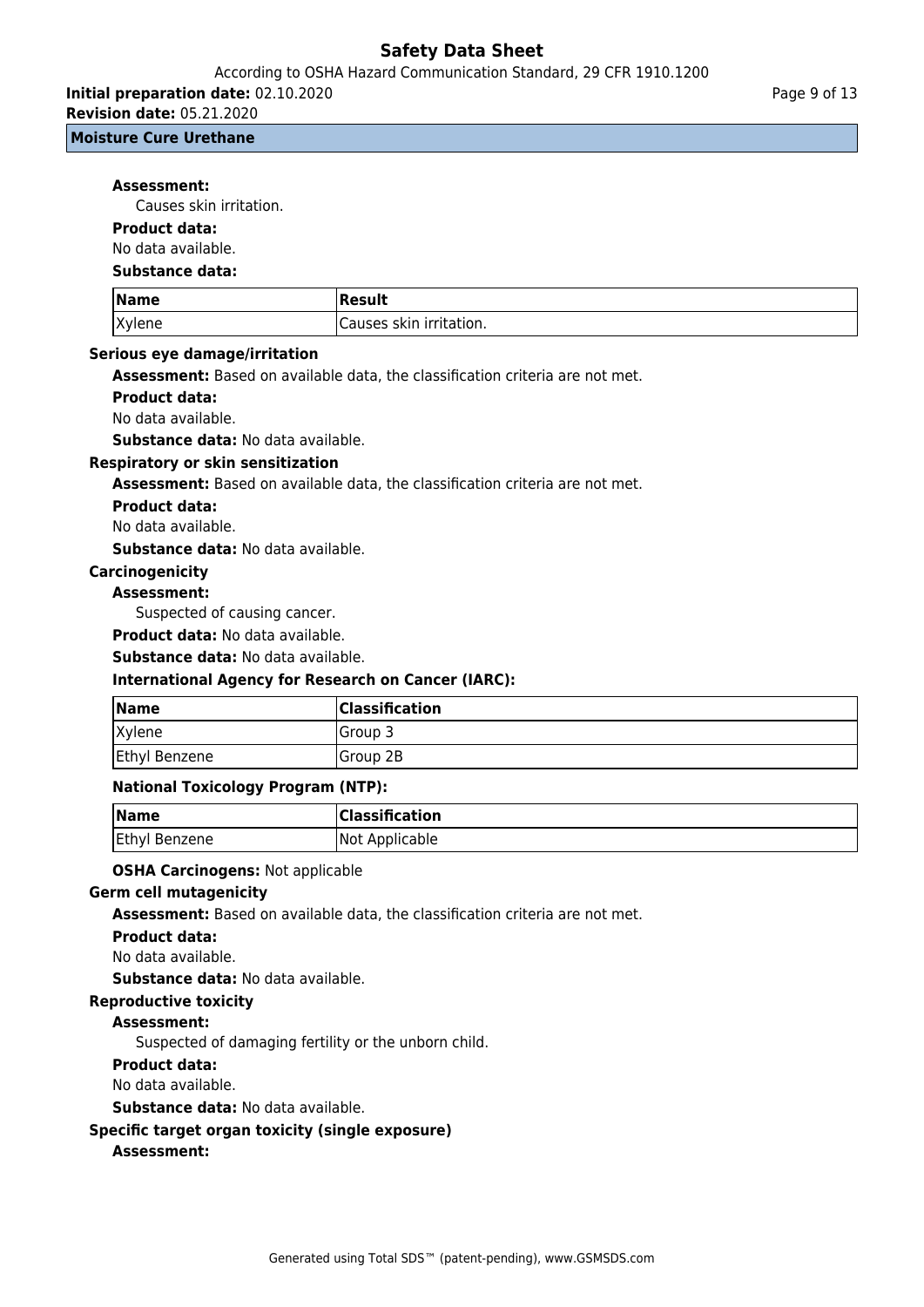**Assessment:**

Causes skin irritation.

**Product data:**

No data available.

**Substance data:**

| Name | Result |
| --- | --- |
| Xylene | Causes skin irritation. |

**Serious eye damage/irritation**

**Assessment:** Based on available data, the classification criteria are not met.

**Product data:**

No data available.

**Substance data:** No data available.

**Respiratory or skin sensitization**

**Assessment:** Based on available data, the classification criteria are not met.

**Product data:**

No data available.

**Substance data:** No data available.

**Carcinogenicity**

**Assessment:**

Suspected of causing cancer.

**Product data:** No data available.

**Substance data:** No data available.

**International Agency for Research on Cancer (IARC):**

| Name | Classification |
| --- | --- |
| Xylene | Group 3 |
| Ethyl Benzene | Group 2B |

**National Toxicology Program (NTP):**

| Name | Classification |
| --- | --- |
| Ethyl Benzene | Not Applicable |

**OSHA Carcinogens:** Not applicable

**Germ cell mutagenicity**

**Assessment:** Based on available data, the classification criteria are not met.

**Product data:**

No data available.

**Substance data:** No data available.

**Reproductive toxicity**

**Assessment:**

Suspected of damaging fertility or the unborn child.

**Product data:**

No data available.

**Substance data:** No data available.

**Specific target organ toxicity (single exposure)**

**Assessment:**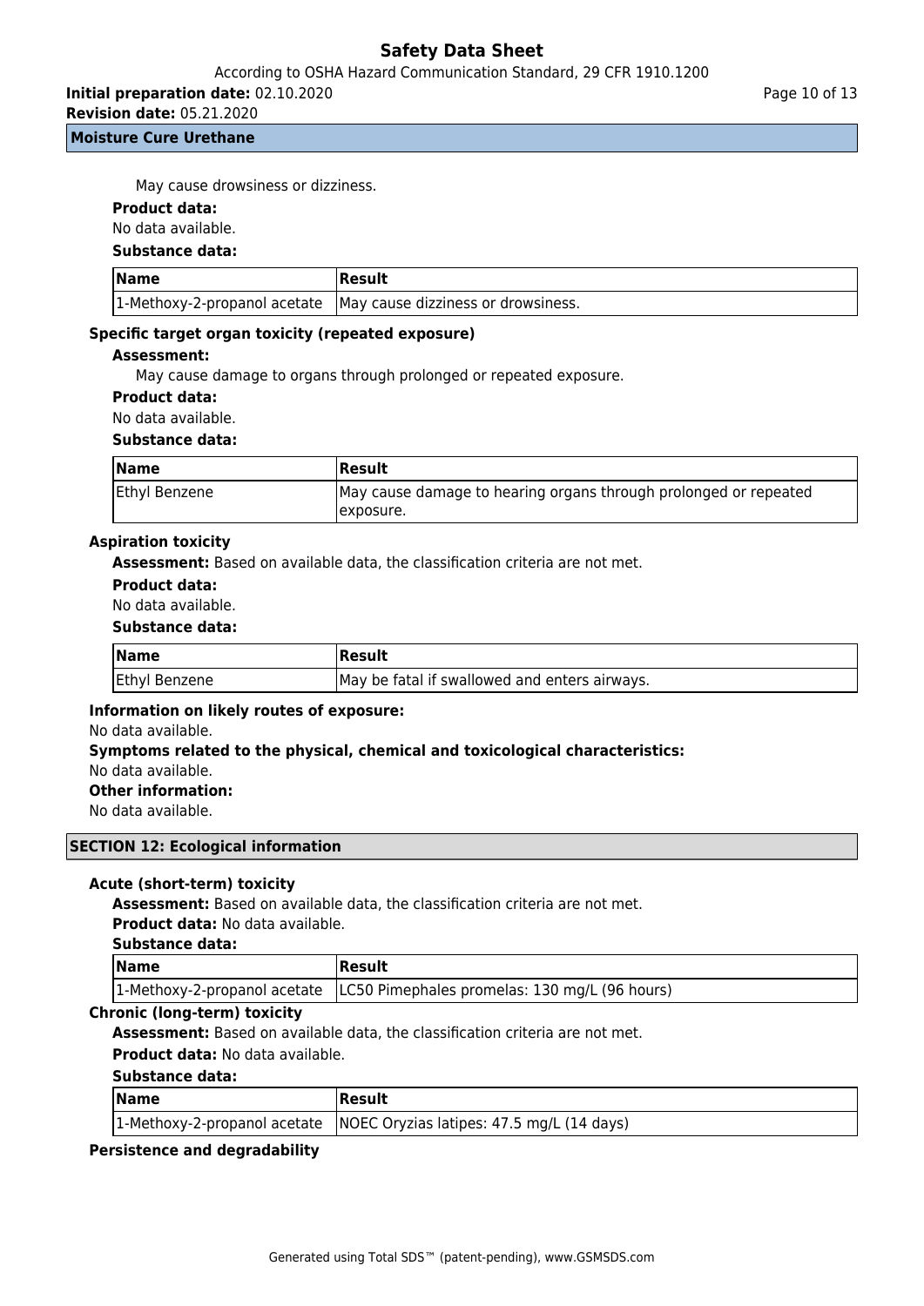May cause drowsiness or dizziness.

**Product data:**

No data available.

**Substance data:**

| Name | Result |
| --- | --- |
| 1-Methoxy-2-propanol acetate | May cause dizziness or drowsiness. |

**Specific target organ toxicity (repeated exposure)**

**Assessment:**

May cause damage to organs through prolonged or repeated exposure.

**Product data:**

No data available.

**Substance data:**

| Name | Result |
| --- | --- |
| Ethyl Benzene | May cause damage to hearing organs through prolonged or repeated exposure. |

**Aspiration toxicity**

**Assessment:** Based on available data, the classification criteria are not met.

**Product data:**

No data available.

**Substance data:**

| Name | Result |
| --- | --- |
| Ethyl Benzene | May be fatal if swallowed and enters airways. |

**Information on likely routes of exposure:**

No data available.

**Symptoms related to the physical, chemical and toxicological characteristics:**

No data available.

**Other information:**

No data available.

## SECTION 12: Ecological information

**Acute (short-term) toxicity**

**Assessment:** Based on available data, the classification criteria are not met.

**Product data:** No data available.

**Substance data:**

| Name | Result |
| --- | --- |
| 1-Methoxy-2-propanol acetate | LC50 Pimephales promelas: 130 mg/L (96 hours) |

**Chronic (long-term) toxicity**

**Assessment:** Based on available data, the classification criteria are not met.

**Product data:** No data available.

**Substance data:**

| Name | Result |
| --- | --- |
| 1-Methoxy-2-propanol acetate | NOEC Oryzias latipes: 47.5 mg/L (14 days) |

**Persistence and degradability**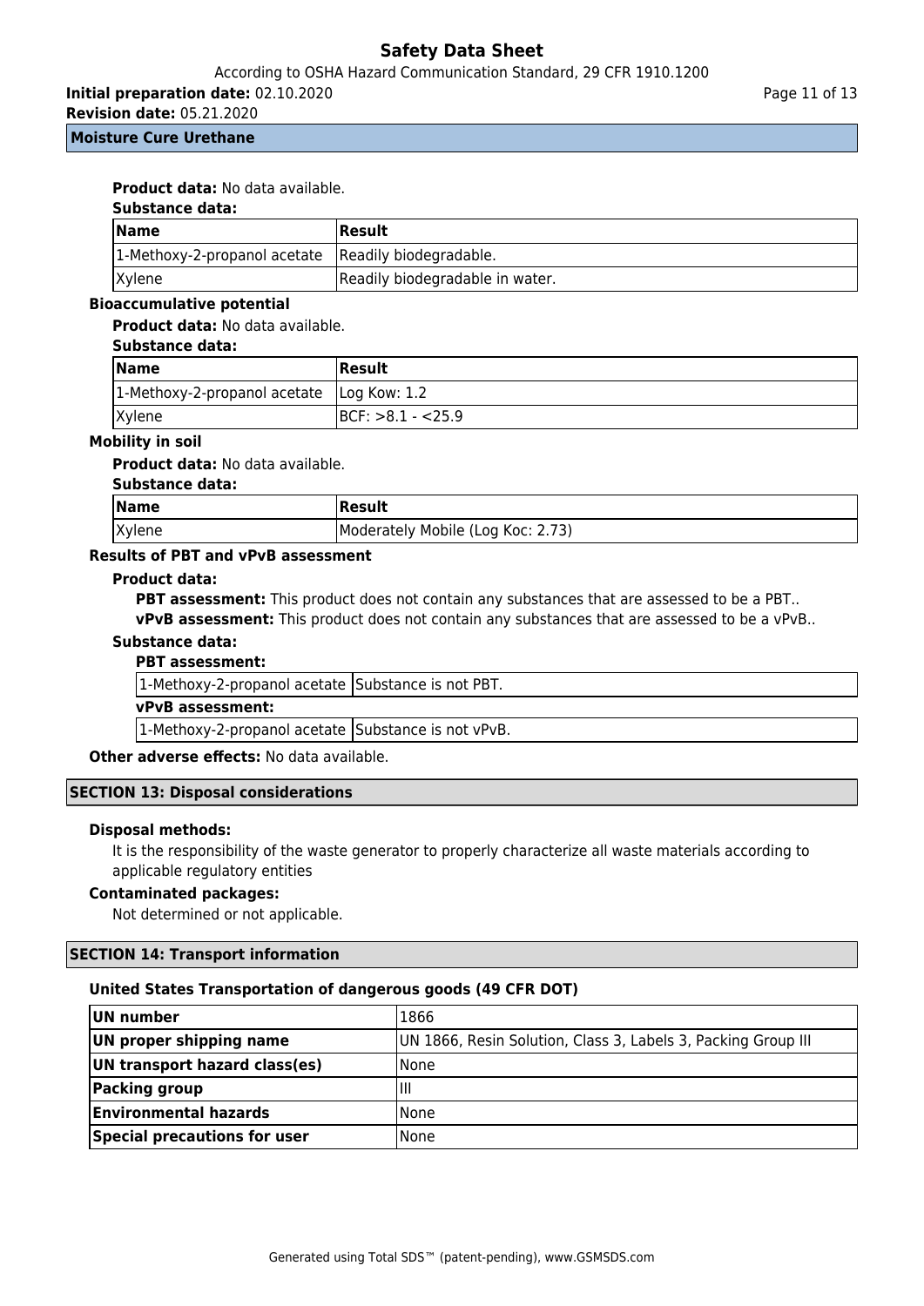**Product data:** No data available.

**Substance data:**

| Name | Result |
|---|---|
| 1-Methoxy-2-propanol acetate | Readily biodegradable. |
| Xylene | Readily biodegradable in water. |

**Bioaccumulative potential**

**Product data:** No data available.

**Substance data:**

| Name | Result |
|---|---|
| 1-Methoxy-2-propanol acetate | Log Kow: 1.2 |
| Xylene | BCF: >8.1 - <25.9 |

**Mobility in soil**

**Product data:** No data available.

**Substance data:**

| Name | Result |
|---|---|
| Xylene | Moderately Mobile (Log Koc: 2.73) |

**Results of PBT and vPvB assessment**

**Product data:**

**PBT assessment:** This product does not contain any substances that are assessed to be a PBT..

**vPvB assessment:** This product does not contain any substances that are assessed to be a vPvB..

**Substance data:**

**PBT assessment:**

| | |
|---|---|
| 1-Methoxy-2-propanol acetate | Substance is not PBT. |

**vPvB assessment:**

| | |
|---|---|
| 1-Methoxy-2-propanol acetate | Substance is not vPvB. |

**Other adverse effects:** No data available.

## SECTION 13: Disposal considerations

**Disposal methods:**

It is the responsibility of the waste generator to properly characterize all waste materials according to applicable regulatory entities

**Contaminated packages:**

Not determined or not applicable.

## SECTION 14: Transport information

**United States Transportation of dangerous goods (49 CFR DOT)**

| | |
|---|---|
| **UN number** | 1866 |
| **UN proper shipping name** | UN 1866, Resin Solution, Class 3, Labels 3, Packing Group III |
| **UN transport hazard class(es)** | None |
| **Packing group** | III |
| **Environmental hazards** | None |
| **Special precautions for user** | None |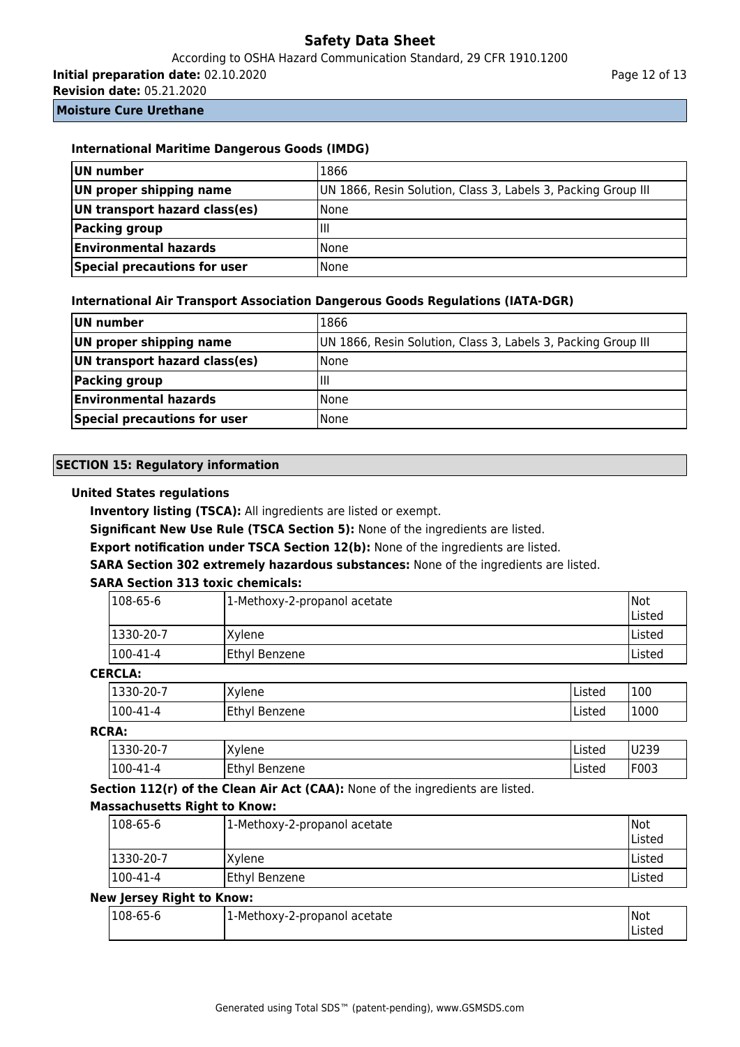**Moisture Cure Urethane**

#### International Maritime Dangerous Goods (IMDG)

| | |
|---|---|
| **UN number** | 1866 |
| **UN proper shipping name** | UN 1866, Resin Solution, Class 3, Labels 3, Packing Group III |
| **UN transport hazard class(es)** | None |
| **Packing group** | III |
| **Environmental hazards** | None |
| **Special precautions for user** | None |

#### International Air Transport Association Dangerous Goods Regulations (IATA-DGR)

| | |
|---|---|
| **UN number** | 1866 |
| **UN proper shipping name** | UN 1866, Resin Solution, Class 3, Labels 3, Packing Group III |
| **UN transport hazard class(es)** | None |
| **Packing group** | III |
| **Environmental hazards** | None |
| **Special precautions for user** | None |

## SECTION 15: Regulatory information

### United States regulations

**Inventory listing (TSCA):** All ingredients are listed or exempt.

**Significant New Use Rule (TSCA Section 5):** None of the ingredients are listed.

**Export notification under TSCA Section 12(b):** None of the ingredients are listed.

**SARA Section 302 extremely hazardous substances:** None of the ingredients are listed.

**SARA Section 313 toxic chemicals:**

| | | |
|---|---|---|
| 108-65-6 | 1-Methoxy-2-propanol acetate | Not Listed |
| 1330-20-7 | Xylene | Listed |
| 100-41-4 | Ethyl Benzene | Listed |

**CERCLA:**

| | | | |
|---|---|---|---|
| 1330-20-7 | Xylene | Listed | 100 |
| 100-41-4 | Ethyl Benzene | Listed | 1000 |

**RCRA:**

| | | | |
|---|---|---|---|
| 1330-20-7 | Xylene | Listed | U239 |
| 100-41-4 | Ethyl Benzene | Listed | F003 |

**Section 112(r) of the Clean Air Act (CAA):** None of the ingredients are listed.

**Massachusetts Right to Know:**

| | | |
|---|---|---|
| 108-65-6 | 1-Methoxy-2-propanol acetate | Not Listed |
| 1330-20-7 | Xylene | Listed |
| 100-41-4 | Ethyl Benzene | Listed |

**New Jersey Right to Know:**

| | | |
|---|---|---|
| 108-65-6 | 1-Methoxy-2-propanol acetate | Not Listed |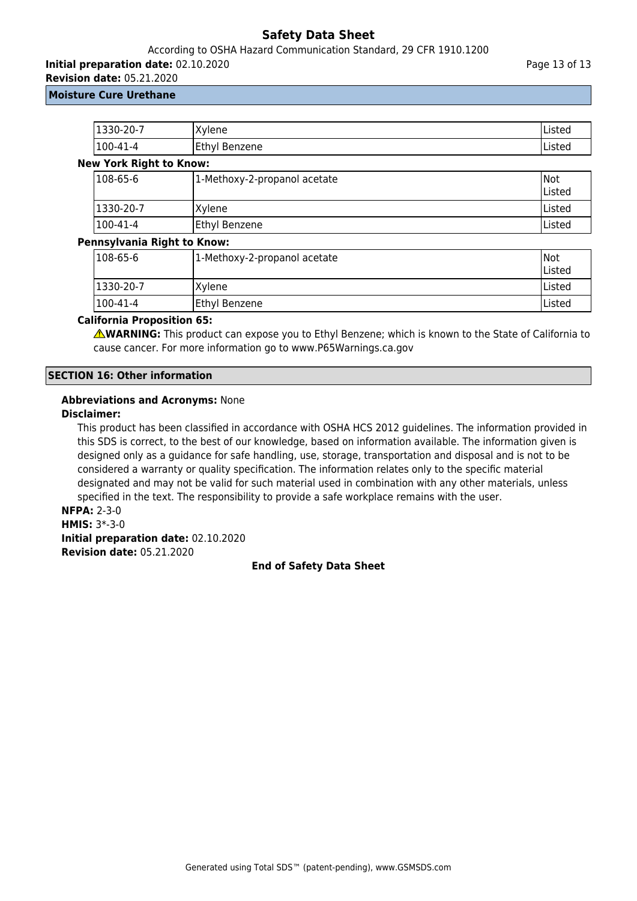| | | |
|---|---|---|
| 1330-20-7 | Xylene | Listed |
| 100-41-4 | Ethyl Benzene | Listed |

**New York Right to Know:**

| | | |
|---|---|---|
| 108-65-6 | 1-Methoxy-2-propanol acetate | Not Listed |
| 1330-20-7 | Xylene | Listed |
| 100-41-4 | Ethyl Benzene | Listed |

**Pennsylvania Right to Know:**

| | | |
|---|---|---|
| 108-65-6 | 1-Methoxy-2-propanol acetate | Not Listed |
| 1330-20-7 | Xylene | Listed |
| 100-41-4 | Ethyl Benzene | Listed |

**California Proposition 65:**

⚠**WARNING:** This product can expose you to Ethyl Benzene; which is known to the State of California to cause cancer. For more information go to www.P65Warnings.ca.gov

## SECTION 16: Other information

**Abbreviations and Acronyms:** None

**Disclaimer:**

This product has been classified in accordance with OSHA HCS 2012 guidelines. The information provided in this SDS is correct, to the best of our knowledge, based on information available. The information given is designed only as a guidance for safe handling, use, storage, transportation and disposal and is not to be considered a warranty or quality specification. The information relates only to the specific material designated and may not be valid for such material used in combination with any other materials, unless specified in the text. The responsibility to provide a safe workplace remains with the user.

**NFPA:** 2-3-0

**HMIS:** 3*-3-0

**Initial preparation date:** 02.10.2020

**Revision date:** 05.21.2020

**End of Safety Data Sheet**